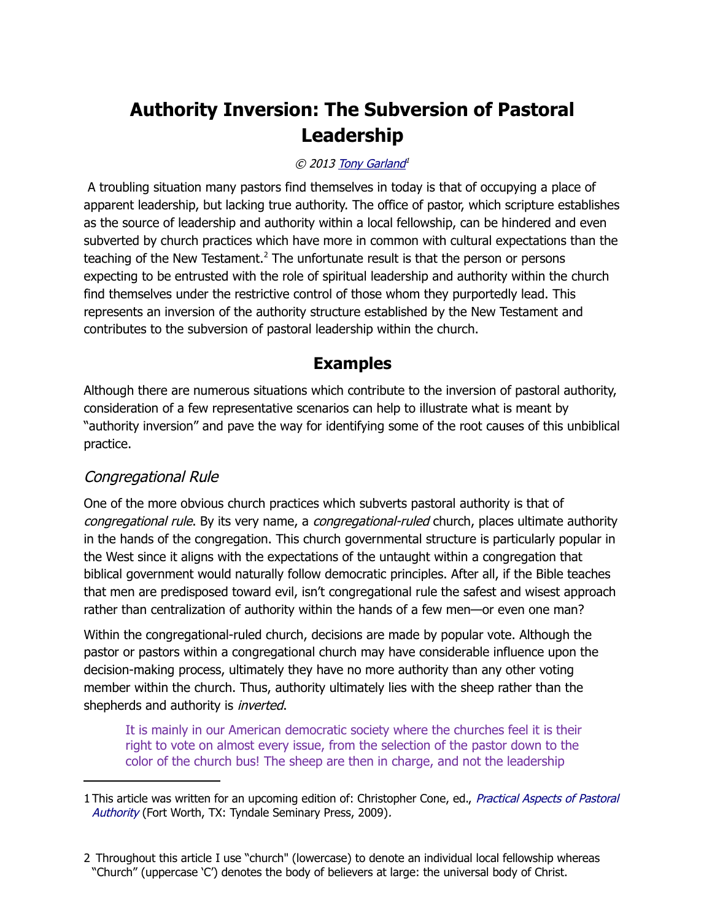# Authority Inversion: The Subversion of Pastoral Leadership

*© 2013 Tony Garland*[1]

A troubling situation many pastors find themselves in today is that of occupying a place of apparent leadership, but lacking true authority. The office of pastor, which scripture establishes as the source of leadership and authority within a local fellowship, can be hindered and even subverted by church practices which have more in common with cultural expectations than the teaching of the New Testament.[2] The unfortunate result is that the person or persons expecting to be entrusted with the role of spiritual leadership and authority within the church find themselves under the restrictive control of those whom they purportedly lead. This represents an inversion of the authority structure established by the New Testament and contributes to the subversion of pastoral leadership within the church.

## Examples

Although there are numerous situations which contribute to the inversion of pastoral authority, consideration of a few representative scenarios can help to illustrate what is meant by "authority inversion" and pave the way for identifying some of the root causes of this unbiblical practice.

### *Congregational Rule*

One of the more obvious church practices which subverts pastoral authority is that of *congregational rule*. By its very name, a *congregational-ruled* church, places ultimate authority in the hands of the congregation. This church governmental structure is particularly popular in the West since it aligns with the expectations of the untaught within a congregation that biblical government would naturally follow democratic principles. After all, if the Bible teaches that men are predisposed toward evil, isn't congregational rule the safest and wisest approach rather than centralization of authority within the hands of a few men—or even one man?

Within the congregational-ruled church, decisions are made by popular vote. Although the pastor or pastors within a congregational church may have considerable influence upon the decision-making process, ultimately they have no more authority than any other voting member within the church. Thus, authority ultimately lies with the sheep rather than the shepherds and authority is *inverted*.

> It is mainly in our American democratic society where the churches feel it is their right to vote on almost every issue, from the selection of the pastor down to the color of the church bus! The sheep are then in charge, and not the leadership

---

1 This article was written for an upcoming edition of: Christopher Cone, ed., *Practical Aspects of Pastoral Authority* (Fort Worth, TX: Tyndale Seminary Press, 2009).

2 Throughout this article I use "church" (lowercase) to denote an individual local fellowship whereas "Church" (uppercase 'C') denotes the body of believers at large: the universal body of Christ.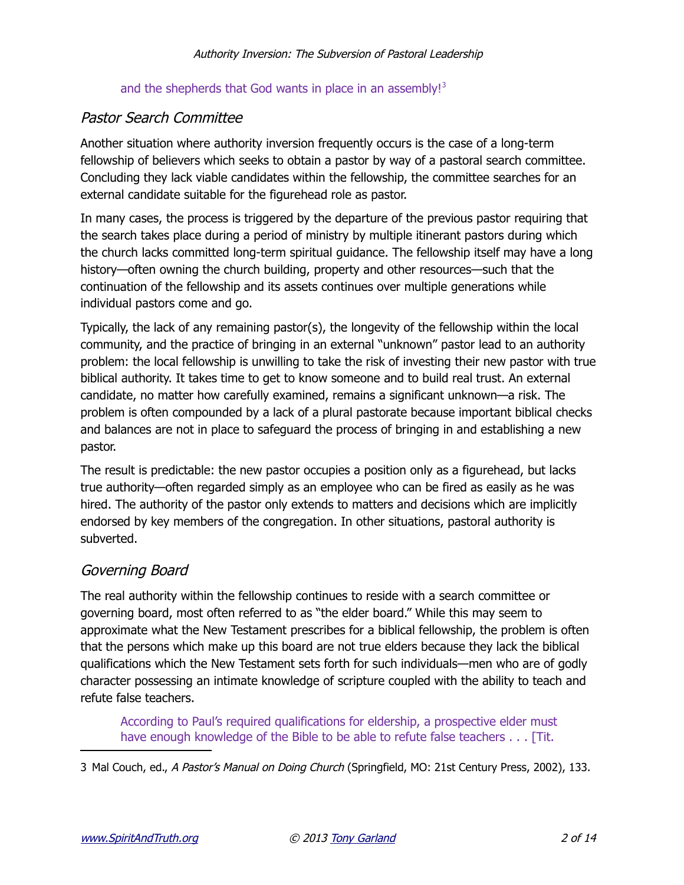> and the shepherds that God wants in place in an assembly![3]

## *Pastor Search Committee*

Another situation where authority inversion frequently occurs is the case of a long-term fellowship of believers which seeks to obtain a pastor by way of a pastoral search committee. Concluding they lack viable candidates within the fellowship, the committee searches for an external candidate suitable for the figurehead role as pastor.

In many cases, the process is triggered by the departure of the previous pastor requiring that the search takes place during a period of ministry by multiple itinerant pastors during which the church lacks committed long-term spiritual guidance. The fellowship itself may have a long history—often owning the church building, property and other resources—such that the continuation of the fellowship and its assets continues over multiple generations while individual pastors come and go.

Typically, the lack of any remaining pastor(s), the longevity of the fellowship within the local community, and the practice of bringing in an external "unknown" pastor lead to an authority problem: the local fellowship is unwilling to take the risk of investing their new pastor with true biblical authority. It takes time to get to know someone and to build real trust. An external candidate, no matter how carefully examined, remains a significant unknown—a risk. The problem is often compounded by a lack of a plural pastorate because important biblical checks and balances are not in place to safeguard the process of bringing in and establishing a new pastor.

The result is predictable: the new pastor occupies a position only as a figurehead, but lacks true authority—often regarded simply as an employee who can be fired as easily as he was hired. The authority of the pastor only extends to matters and decisions which are implicitly endorsed by key members of the congregation. In other situations, pastoral authority is subverted.

## *Governing Board*

The real authority within the fellowship continues to reside with a search committee or governing board, most often referred to as "the elder board." While this may seem to approximate what the New Testament prescribes for a biblical fellowship, the problem is often that the persons which make up this board are not true elders because they lack the biblical qualifications which the New Testament sets forth for such individuals—men who are of godly character possessing an intimate knowledge of scripture coupled with the ability to teach and refute false teachers.

> According to Paul's required qualifications for eldership, a prospective elder must have enough knowledge of the Bible to be able to refute false teachers . . . [Tit.

---

3 Mal Couch, ed., *A Pastor's Manual on Doing Church* (Springfield, MO: 21st Century Press, 2002), 133.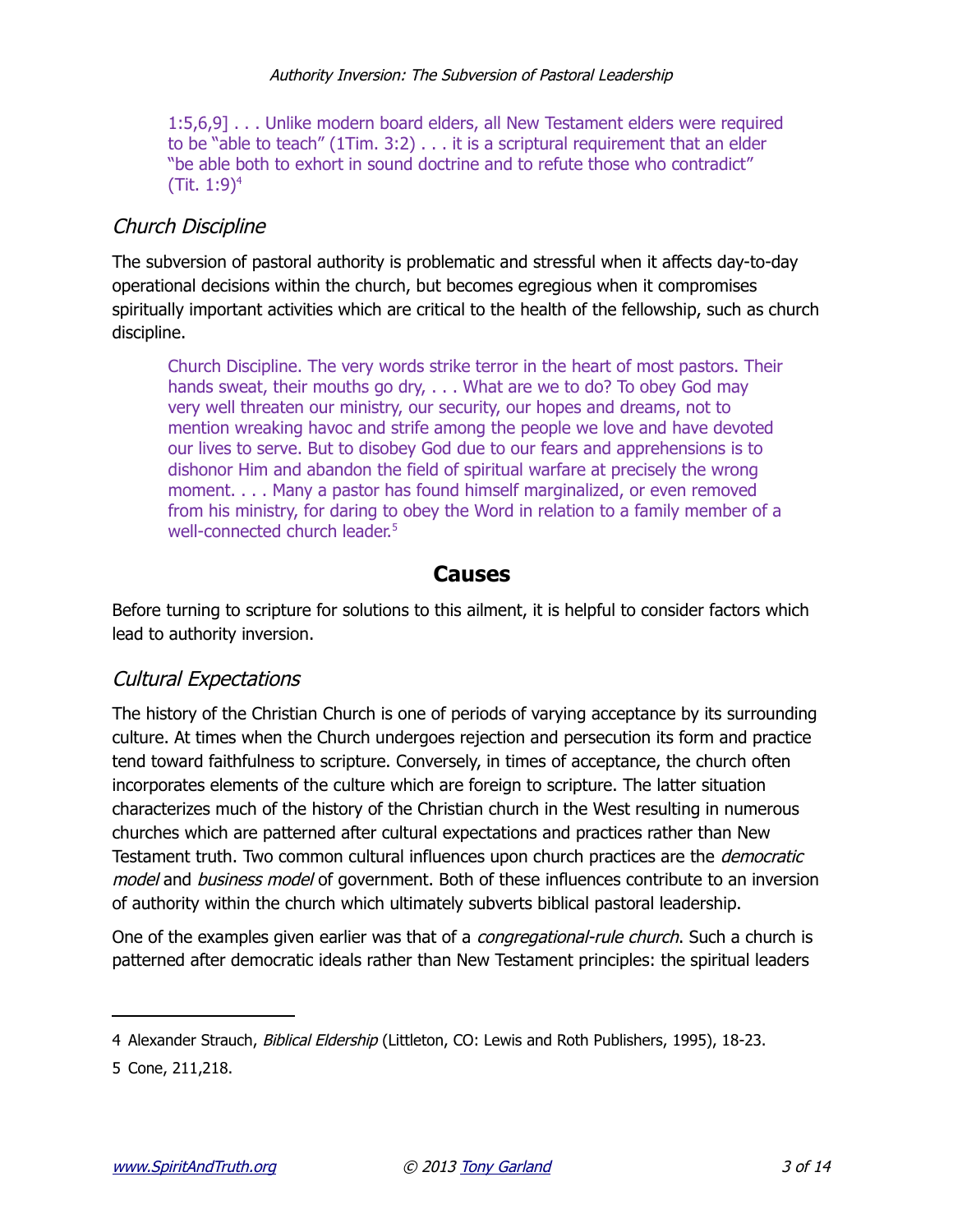> 1:5,6,9] . . . Unlike modern board elders, all New Testament elders were required to be "able to teach" (1Tim. 3:2) . . . it is a scriptural requirement that an elder "be able both to exhort in sound doctrine and to refute those who contradict" (Tit. 1:9)[4]

### *Church Discipline*

The subversion of pastoral authority is problematic and stressful when it affects day-to-day operational decisions within the church, but becomes egregious when it compromises spiritually important activities which are critical to the health of the fellowship, such as church discipline.

> Church Discipline. The very words strike terror in the heart of most pastors. Their hands sweat, their mouths go dry, . . . What are we to do? To obey God may very well threaten our ministry, our security, our hopes and dreams, not to mention wreaking havoc and strife among the people we love and have devoted our lives to serve. But to disobey God due to our fears and apprehensions is to dishonor Him and abandon the field of spiritual warfare at precisely the wrong moment. . . . Many a pastor has found himself marginalized, or even removed from his ministry, for daring to obey the Word in relation to a family member of a well-connected church leader.[5]

## Causes

Before turning to scripture for solutions to this ailment, it is helpful to consider factors which lead to authority inversion.

### *Cultural Expectations*

The history of the Christian Church is one of periods of varying acceptance by its surrounding culture. At times when the Church undergoes rejection and persecution its form and practice tend toward faithfulness to scripture. Conversely, in times of acceptance, the church often incorporates elements of the culture which are foreign to scripture. The latter situation characterizes much of the history of the Christian church in the West resulting in numerous churches which are patterned after cultural expectations and practices rather than New Testament truth. Two common cultural influences upon church practices are the *democratic model* and *business model* of government. Both of these influences contribute to an inversion of authority within the church which ultimately subverts biblical pastoral leadership.

One of the examples given earlier was that of a *congregational-rule church*. Such a church is patterned after democratic ideals rather than New Testament principles: the spiritual leaders

---

4 Alexander Strauch, *Biblical Eldership* (Littleton, CO: Lewis and Roth Publishers, 1995), 18-23.

5 Cone, 211,218.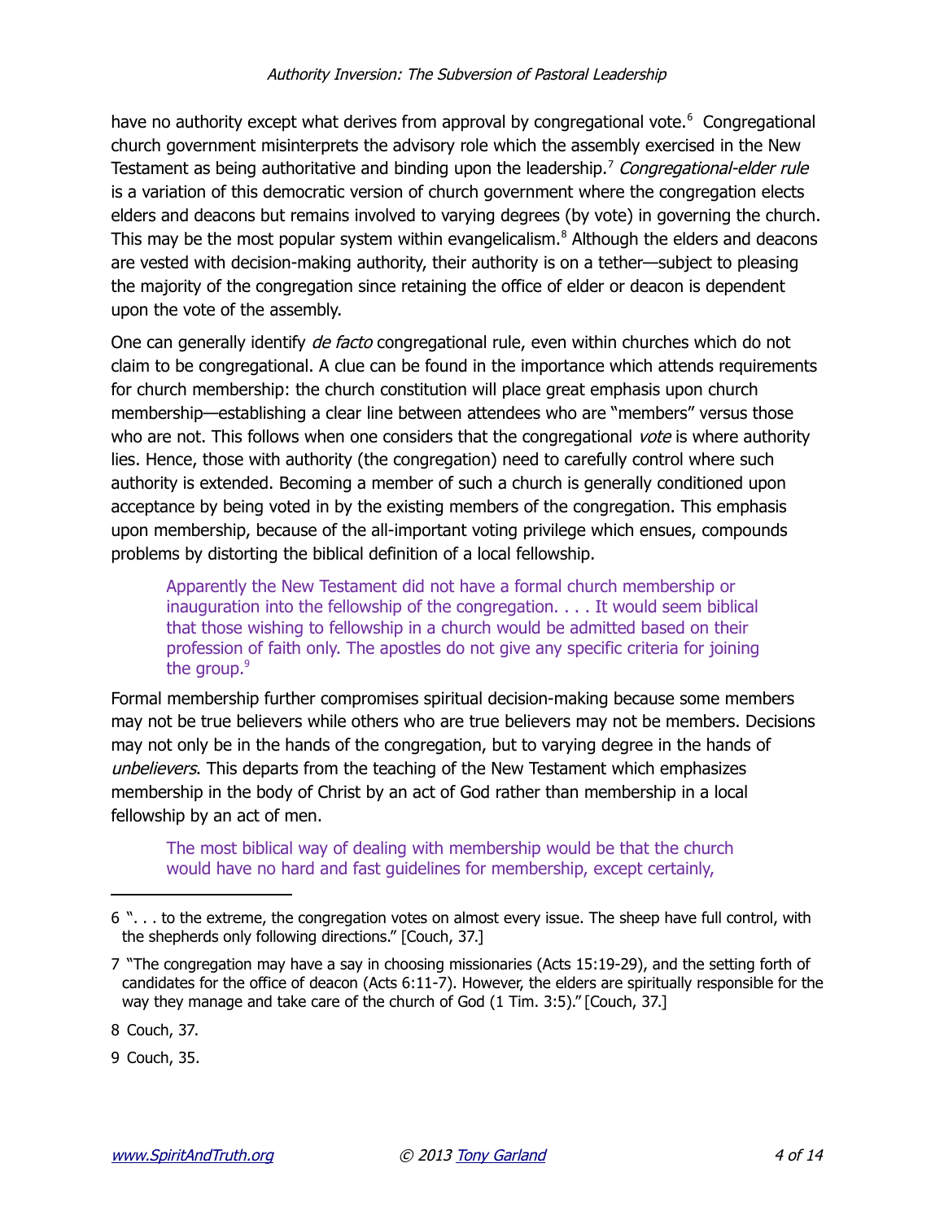have no authority except what derives from approval by congregational vote.[6] Congregational church government misinterprets the advisory role which the assembly exercised in the New Testament as being authoritative and binding upon the leadership.[7] *Congregational-elder rule* is a variation of this democratic version of church government where the congregation elects elders and deacons but remains involved to varying degrees (by vote) in governing the church. This may be the most popular system within evangelicalism.[8] Although the elders and deacons are vested with decision-making authority, their authority is on a tether—subject to pleasing the majority of the congregation since retaining the office of elder or deacon is dependent upon the vote of the assembly.

One can generally identify *de facto* congregational rule, even within churches which do not claim to be congregational. A clue can be found in the importance which attends requirements for church membership: the church constitution will place great emphasis upon church membership—establishing a clear line between attendees who are "members" versus those who are not. This follows when one considers that the congregational *vote* is where authority lies. Hence, those with authority (the congregation) need to carefully control where such authority is extended. Becoming a member of such a church is generally conditioned upon acceptance by being voted in by the existing members of the congregation. This emphasis upon membership, because of the all-important voting privilege which ensues, compounds problems by distorting the biblical definition of a local fellowship.

> Apparently the New Testament did not have a formal church membership or inauguration into the fellowship of the congregation. . . . It would seem biblical that those wishing to fellowship in a church would be admitted based on their profession of faith only. The apostles do not give any specific criteria for joining the group.[9]

Formal membership further compromises spiritual decision-making because some members may not be true believers while others who are true believers may not be members. Decisions may not only be in the hands of the congregation, but to varying degree in the hands of *unbelievers*. This departs from the teaching of the New Testament which emphasizes membership in the body of Christ by an act of God rather than membership in a local fellowship by an act of men.

> The most biblical way of dealing with membership would be that the church would have no hard and fast guidelines for membership, except certainly,

---

6 ". . . to the extreme, the congregation votes on almost every issue. The sheep have full control, with the shepherds only following directions." [Couch, 37.]

7 "The congregation may have a say in choosing missionaries (Acts 15:19-29), and the setting forth of candidates for the office of deacon (Acts 6:11-7). However, the elders are spiritually responsible for the way they manage and take care of the church of God (1 Tim. 3:5)." [Couch, 37.]

8 Couch, 37.

9 Couch, 35.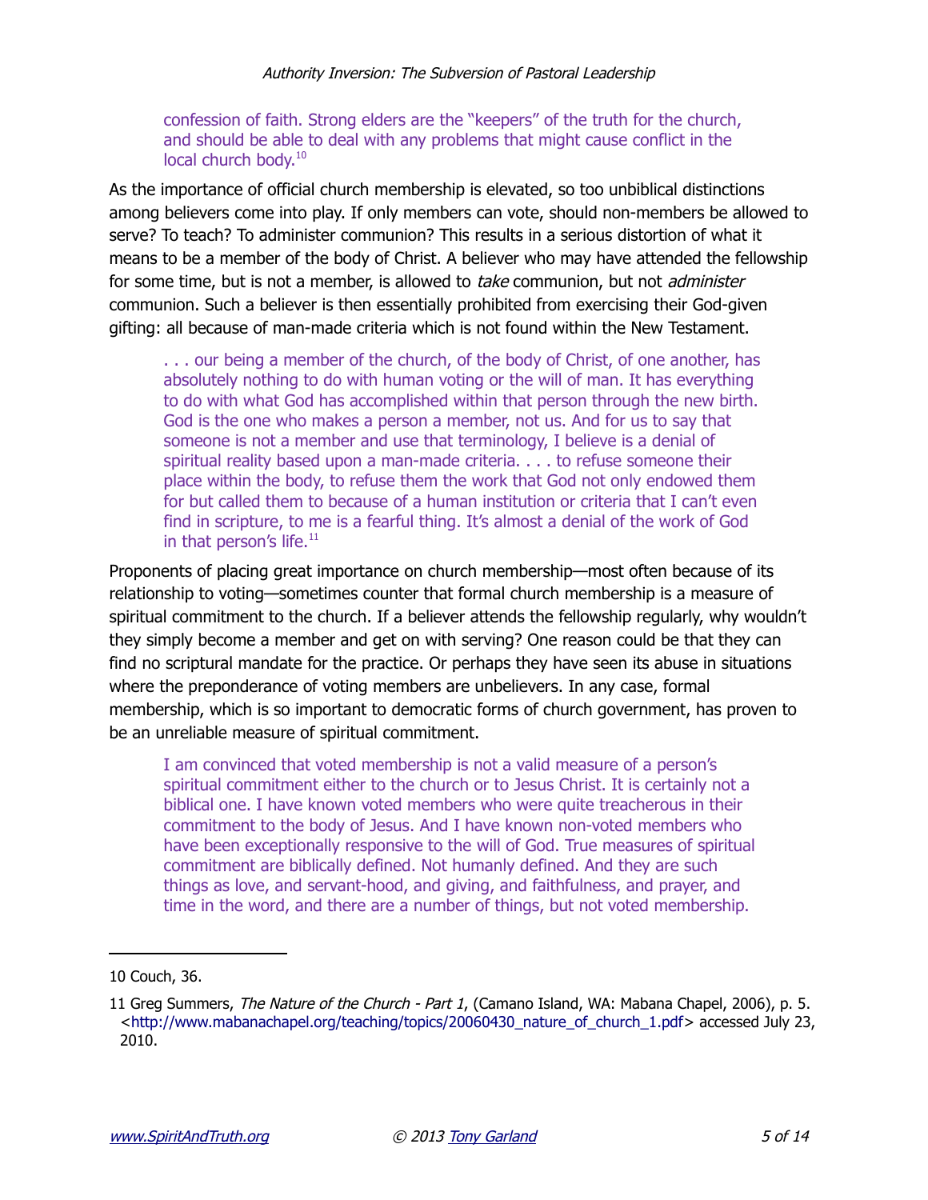> confession of faith. Strong elders are the "keepers" of the truth for the church, and should be able to deal with any problems that might cause conflict in the local church body.[10]

As the importance of official church membership is elevated, so too unbiblical distinctions among believers come into play. If only members can vote, should non-members be allowed to serve? To teach? To administer communion? This results in a serious distortion of what it means to be a member of the body of Christ. A believer who may have attended the fellowship for some time, but is not a member, is allowed to *take* communion, but not *administer* communion. Such a believer is then essentially prohibited from exercising their God-given gifting: all because of man-made criteria which is not found within the New Testament.

> . . . our being a member of the church, of the body of Christ, of one another, has absolutely nothing to do with human voting or the will of man. It has everything to do with what God has accomplished within that person through the new birth. God is the one who makes a person a member, not us. And for us to say that someone is not a member and use that terminology, I believe is a denial of spiritual reality based upon a man-made criteria. . . . to refuse someone their place within the body, to refuse them the work that God not only endowed them for but called them to because of a human institution or criteria that I can't even find in scripture, to me is a fearful thing. It's almost a denial of the work of God in that person's life.[11]

Proponents of placing great importance on church membership—most often because of its relationship to voting—sometimes counter that formal church membership is a measure of spiritual commitment to the church. If a believer attends the fellowship regularly, why wouldn't they simply become a member and get on with serving? One reason could be that they can find no scriptural mandate for the practice. Or perhaps they have seen its abuse in situations where the preponderance of voting members are unbelievers. In any case, formal membership, which is so important to democratic forms of church government, has proven to be an unreliable measure of spiritual commitment.

> I am convinced that voted membership is not a valid measure of a person's spiritual commitment either to the church or to Jesus Christ. It is certainly not a biblical one. I have known voted members who were quite treacherous in their commitment to the body of Jesus. And I have known non-voted members who have been exceptionally responsive to the will of God. True measures of spiritual commitment are biblically defined. Not humanly defined. And they are such things as love, and servant-hood, and giving, and faithfulness, and prayer, and time in the word, and there are a number of things, but not voted membership.

---

10 Couch, 36.

11 Greg Summers, *The Nature of the Church - Part 1*, (Camano Island, WA: Mabana Chapel, 2006), p. 5. <http://www.mabanachapel.org/teaching/topics/20060430_nature_of_church_1.pdf> accessed July 23, 2010.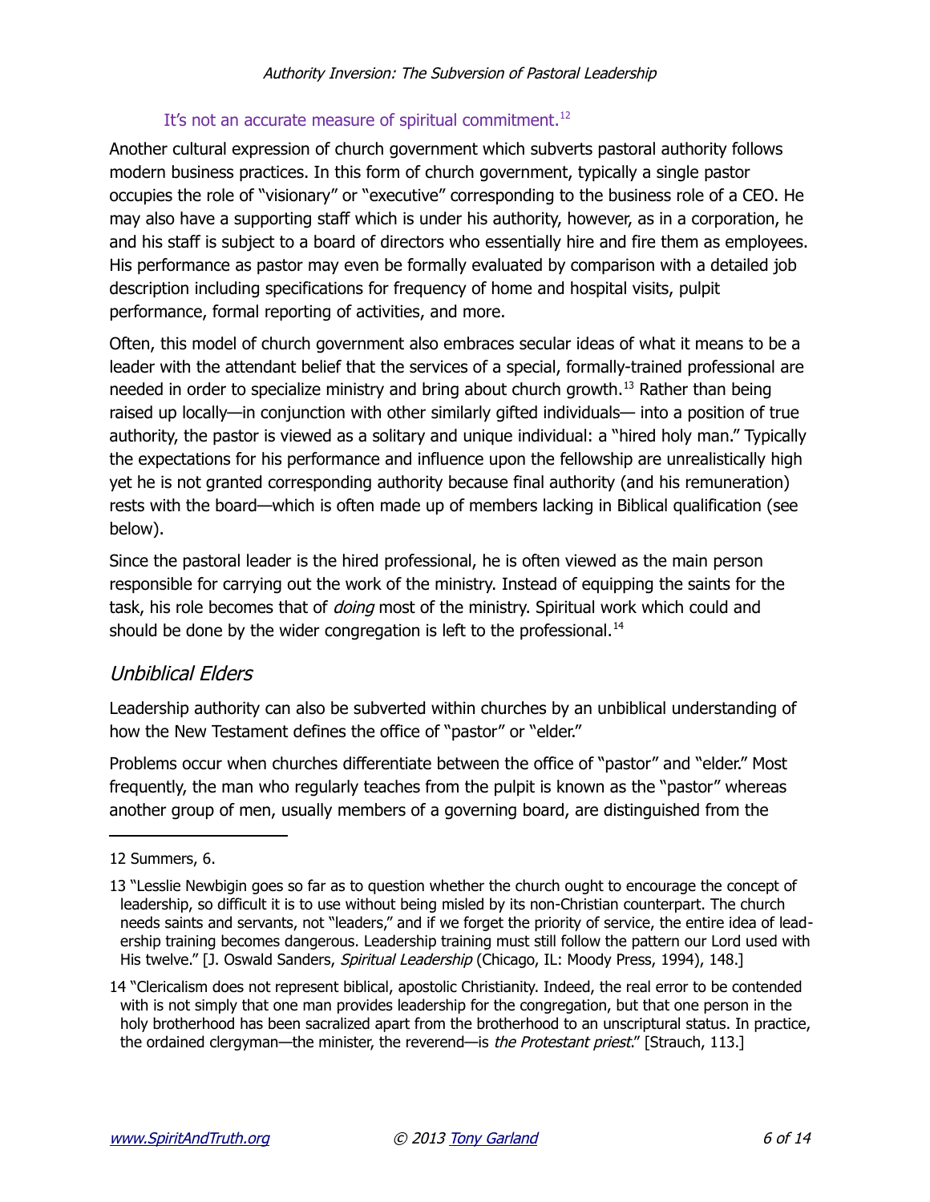It's not an accurate measure of spiritual commitment.[12]

Another cultural expression of church government which subverts pastoral authority follows modern business practices. In this form of church government, typically a single pastor occupies the role of "visionary" or "executive" corresponding to the business role of a CEO. He may also have a supporting staff which is under his authority, however, as in a corporation, he and his staff is subject to a board of directors who essentially hire and fire them as employees. His performance as pastor may even be formally evaluated by comparison with a detailed job description including specifications for frequency of home and hospital visits, pulpit performance, formal reporting of activities, and more.

Often, this model of church government also embraces secular ideas of what it means to be a leader with the attendant belief that the services of a special, formally-trained professional are needed in order to specialize ministry and bring about church growth.[13] Rather than being raised up locally—in conjunction with other similarly gifted individuals— into a position of true authority, the pastor is viewed as a solitary and unique individual: a "hired holy man." Typically the expectations for his performance and influence upon the fellowship are unrealistically high yet he is not granted corresponding authority because final authority (and his remuneration) rests with the board—which is often made up of members lacking in Biblical qualification (see below).

Since the pastoral leader is the hired professional, he is often viewed as the main person responsible for carrying out the work of the ministry. Instead of equipping the saints for the task, his role becomes that of *doing* most of the ministry. Spiritual work which could and should be done by the wider congregation is left to the professional.[14]

## *Unbiblical Elders*

Leadership authority can also be subverted within churches by an unbiblical understanding of how the New Testament defines the office of "pastor" or "elder."

Problems occur when churches differentiate between the office of "pastor" and "elder." Most frequently, the man who regularly teaches from the pulpit is known as the "pastor" whereas another group of men, usually members of a governing board, are distinguished from the

---

12 Summers, 6.

13 "Lesslie Newbigin goes so far as to question whether the church ought to encourage the concept of leadership, so difficult it is to use without being misled by its non-Christian counterpart. The church needs saints and servants, not "leaders," and if we forget the priority of service, the entire idea of leadership training becomes dangerous. Leadership training must still follow the pattern our Lord used with His twelve." [J. Oswald Sanders, *Spiritual Leadership* (Chicago, IL: Moody Press, 1994), 148.]

14 "Clericalism does not represent biblical, apostolic Christianity. Indeed, the real error to be contended with is not simply that one man provides leadership for the congregation, but that one person in the holy brotherhood has been sacralized apart from the brotherhood to an unscriptural status. In practice, the ordained clergyman—the minister, the reverend—is *the Protestant priest*." [Strauch, 113.]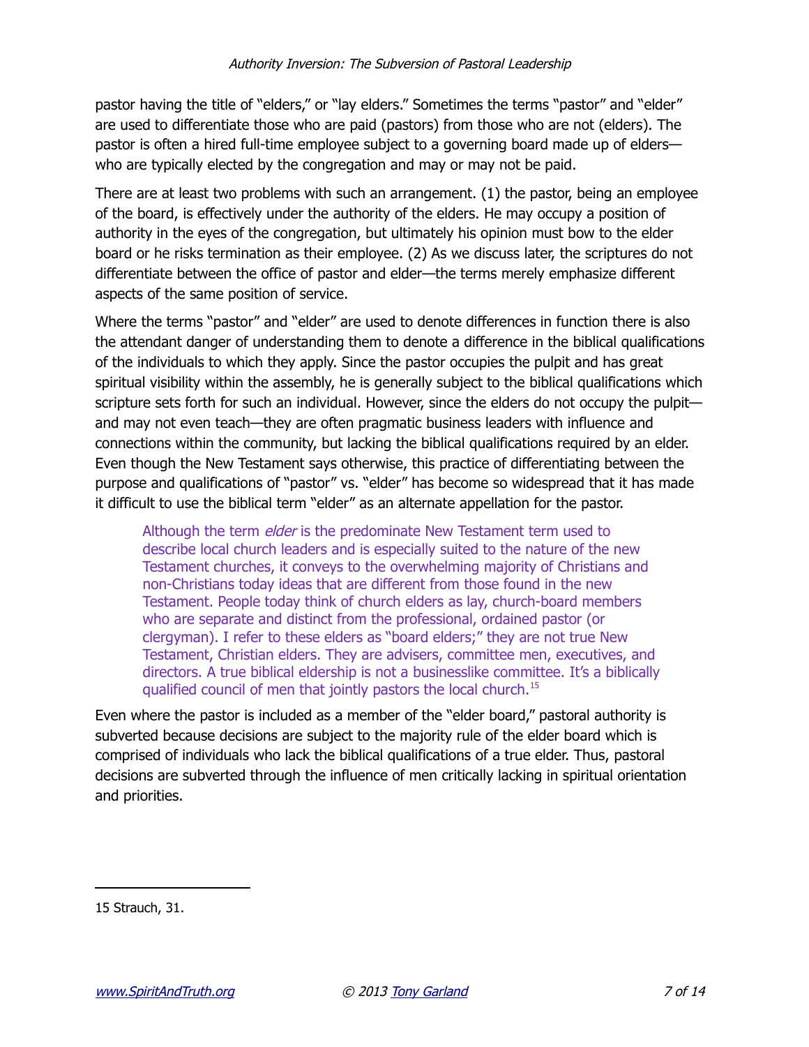pastor having the title of "elders," or "lay elders." Sometimes the terms "pastor" and "elder" are used to differentiate those who are paid (pastors) from those who are not (elders). The pastor is often a hired full-time employee subject to a governing board made up of elders—who are typically elected by the congregation and may or may not be paid.

There are at least two problems with such an arrangement. (1) the pastor, being an employee of the board, is effectively under the authority of the elders. He may occupy a position of authority in the eyes of the congregation, but ultimately his opinion must bow to the elder board or he risks termination as their employee. (2) As we discuss later, the scriptures do not differentiate between the office of pastor and elder—the terms merely emphasize different aspects of the same position of service.

Where the terms "pastor" and "elder" are used to denote differences in function there is also the attendant danger of understanding them to denote a difference in the biblical qualifications of the individuals to which they apply. Since the pastor occupies the pulpit and has great spiritual visibility within the assembly, he is generally subject to the biblical qualifications which scripture sets forth for such an individual. However, since the elders do not occupy the pulpit—and may not even teach—they are often pragmatic business leaders with influence and connections within the community, but lacking the biblical qualifications required by an elder. Even though the New Testament says otherwise, this practice of differentiating between the purpose and qualifications of "pastor" vs. "elder" has become so widespread that it has made it difficult to use the biblical term "elder" as an alternate appellation for the pastor.

> Although the term *elder* is the predominate New Testament term used to describe local church leaders and is especially suited to the nature of the new Testament churches, it conveys to the overwhelming majority of Christians and non-Christians today ideas that are different from those found in the new Testament. People today think of church elders as lay, church-board members who are separate and distinct from the professional, ordained pastor (or clergyman). I refer to these elders as "board elders;" they are not true New Testament, Christian elders. They are advisers, committee men, executives, and directors. A true biblical eldership is not a businesslike committee. It's a biblically qualified council of men that jointly pastors the local church.[15]

Even where the pastor is included as a member of the "elder board," pastoral authority is subverted because decisions are subject to the majority rule of the elder board which is comprised of individuals who lack the biblical qualifications of a true elder. Thus, pastoral decisions are subverted through the influence of men critically lacking in spiritual orientation and priorities.

---

15 Strauch, 31.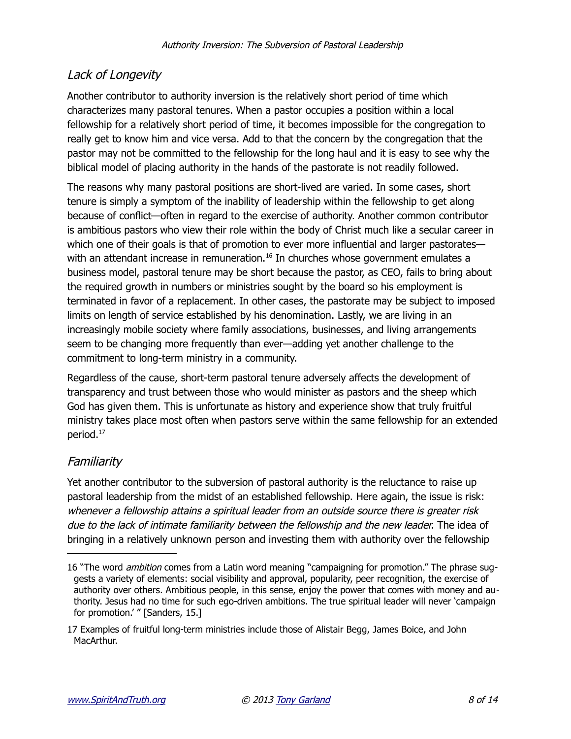## *Lack of Longevity*

Another contributor to authority inversion is the relatively short period of time which characterizes many pastoral tenures. When a pastor occupies a position within a local fellowship for a relatively short period of time, it becomes impossible for the congregation to really get to know him and vice versa. Add to that the concern by the congregation that the pastor may not be committed to the fellowship for the long haul and it is easy to see why the biblical model of placing authority in the hands of the pastorate is not readily followed.

The reasons why many pastoral positions are short-lived are varied. In some cases, short tenure is simply a symptom of the inability of leadership within the fellowship to get along because of conflict—often in regard to the exercise of authority. Another common contributor is ambitious pastors who view their role within the body of Christ much like a secular career in which one of their goals is that of promotion to ever more influential and larger pastorates—with an attendant increase in remuneration.[16] In churches whose government emulates a business model, pastoral tenure may be short because the pastor, as CEO, fails to bring about the required growth in numbers or ministries sought by the board so his employment is terminated in favor of a replacement. In other cases, the pastorate may be subject to imposed limits on length of service established by his denomination. Lastly, we are living in an increasingly mobile society where family associations, businesses, and living arrangements seem to be changing more frequently than ever—adding yet another challenge to the commitment to long-term ministry in a community.

Regardless of the cause, short-term pastoral tenure adversely affects the development of transparency and trust between those who would minister as pastors and the sheep which God has given them. This is unfortunate as history and experience show that truly fruitful ministry takes place most often when pastors serve within the same fellowship for an extended period.[17]

## *Familiarity*

Yet another contributor to the subversion of pastoral authority is the reluctance to raise up pastoral leadership from the midst of an established fellowship. Here again, the issue is risk: *whenever a fellowship attains a spiritual leader from an outside source there is greater risk due to the lack of intimate familiarity between the fellowship and the new leader*. The idea of bringing in a relatively unknown person and investing them with authority over the fellowship

---

16 "The word *ambition* comes from a Latin word meaning "campaigning for promotion." The phrase suggests a variety of elements: social visibility and approval, popularity, peer recognition, the exercise of authority over others. Ambitious people, in this sense, enjoy the power that comes with money and authority. Jesus had no time for such ego-driven ambitions. The true spiritual leader will never 'campaign for promotion.' " [Sanders, 15.]

17 Examples of fruitful long-term ministries include those of Alistair Begg, James Boice, and John MacArthur.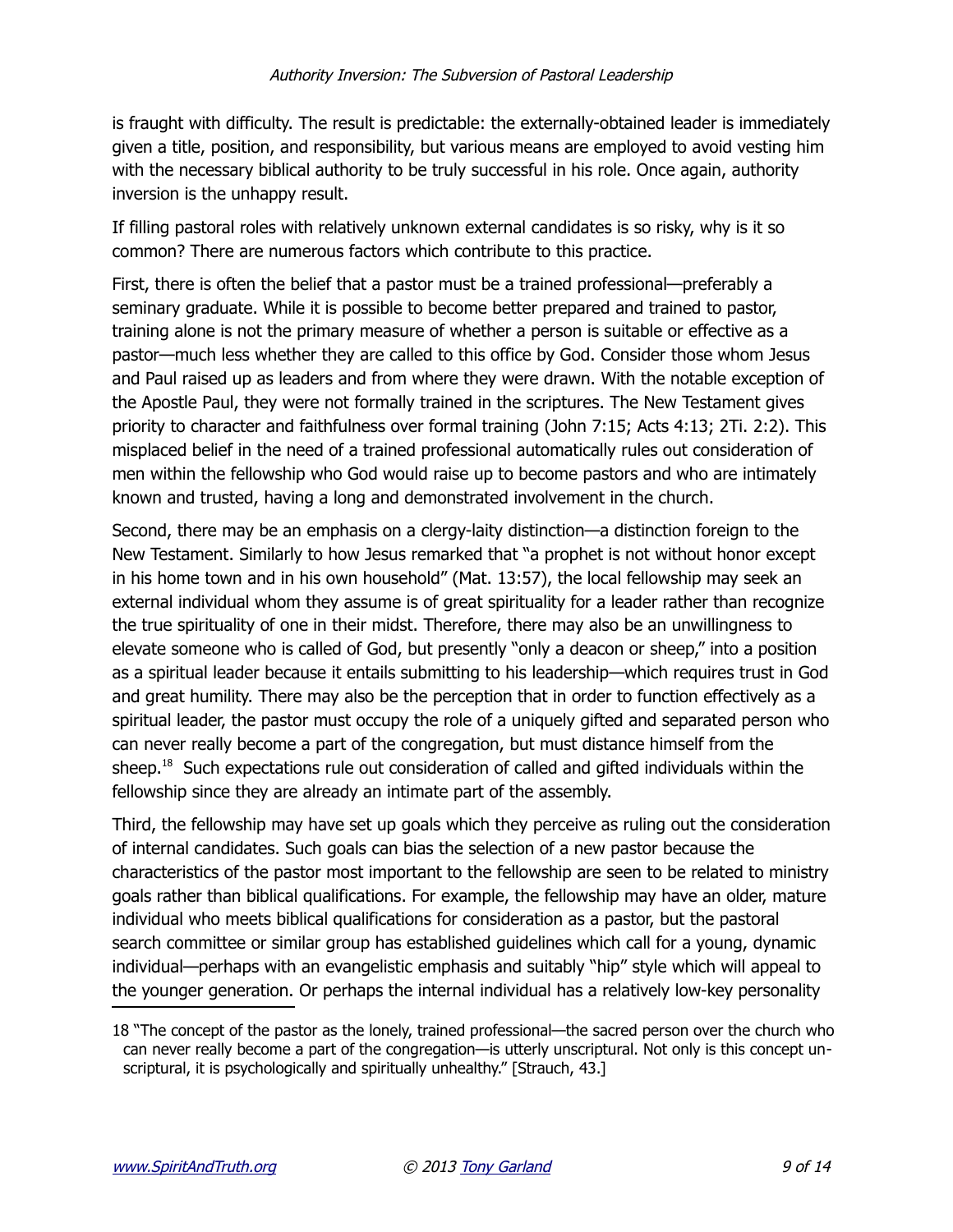is fraught with difficulty. The result is predictable: the externally-obtained leader is immediately given a title, position, and responsibility, but various means are employed to avoid vesting him with the necessary biblical authority to be truly successful in his role. Once again, authority inversion is the unhappy result.

If filling pastoral roles with relatively unknown external candidates is so risky, why is it so common? There are numerous factors which contribute to this practice.

First, there is often the belief that a pastor must be a trained professional—preferably a seminary graduate. While it is possible to become better prepared and trained to pastor, training alone is not the primary measure of whether a person is suitable or effective as a pastor—much less whether they are called to this office by God. Consider those whom Jesus and Paul raised up as leaders and from where they were drawn. With the notable exception of the Apostle Paul, they were not formally trained in the scriptures. The New Testament gives priority to character and faithfulness over formal training (John 7:15; Acts 4:13; 2Ti. 2:2). This misplaced belief in the need of a trained professional automatically rules out consideration of men within the fellowship who God would raise up to become pastors and who are intimately known and trusted, having a long and demonstrated involvement in the church.

Second, there may be an emphasis on a clergy-laity distinction—a distinction foreign to the New Testament. Similarly to how Jesus remarked that "a prophet is not without honor except in his home town and in his own household" (Mat. 13:57), the local fellowship may seek an external individual whom they assume is of great spirituality for a leader rather than recognize the true spirituality of one in their midst. Therefore, there may also be an unwillingness to elevate someone who is called of God, but presently "only a deacon or sheep," into a position as a spiritual leader because it entails submitting to his leadership—which requires trust in God and great humility. There may also be the perception that in order to function effectively as a spiritual leader, the pastor must occupy the role of a uniquely gifted and separated person who can never really become a part of the congregation, but must distance himself from the sheep.[18] Such expectations rule out consideration of called and gifted individuals within the fellowship since they are already an intimate part of the assembly.

Third, the fellowship may have set up goals which they perceive as ruling out the consideration of internal candidates. Such goals can bias the selection of a new pastor because the characteristics of the pastor most important to the fellowship are seen to be related to ministry goals rather than biblical qualifications. For example, the fellowship may have an older, mature individual who meets biblical qualifications for consideration as a pastor, but the pastoral search committee or similar group has established guidelines which call for a young, dynamic individual—perhaps with an evangelistic emphasis and suitably "hip" style which will appeal to the younger generation. Or perhaps the internal individual has a relatively low-key personality

---

18 "The concept of the pastor as the lonely, trained professional—the sacred person over the church who can never really become a part of the congregation—is utterly unscriptural. Not only is this concept unscriptural, it is psychologically and spiritually unhealthy." [Strauch, 43.]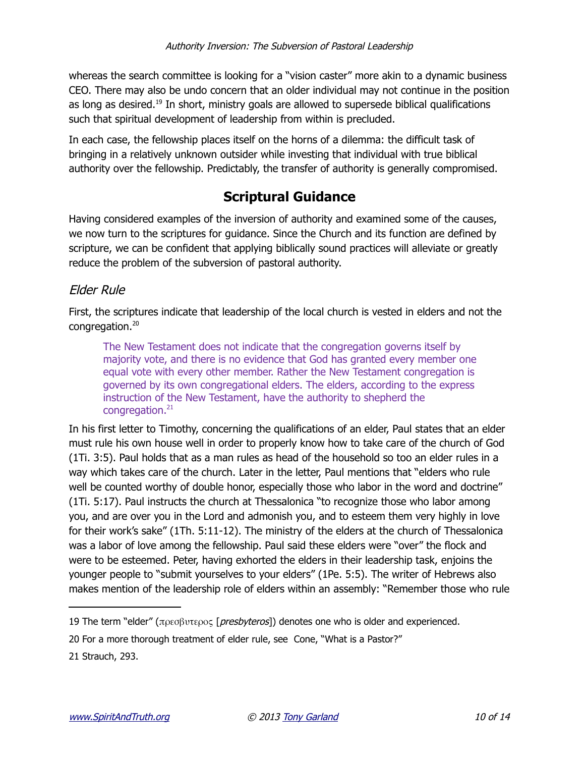whereas the search committee is looking for a "vision caster" more akin to a dynamic business CEO. There may also be undo concern that an older individual may not continue in the position as long as desired.[19] In short, ministry goals are allowed to supersede biblical qualifications such that spiritual development of leadership from within is precluded.

In each case, the fellowship places itself on the horns of a dilemma: the difficult task of bringing in a relatively unknown outsider while investing that individual with true biblical authority over the fellowship. Predictably, the transfer of authority is generally compromised.

## Scriptural Guidance

Having considered examples of the inversion of authority and examined some of the causes, we now turn to the scriptures for guidance. Since the Church and its function are defined by scripture, we can be confident that applying biblically sound practices will alleviate or greatly reduce the problem of the subversion of pastoral authority.

### *Elder Rule*

First, the scriptures indicate that leadership of the local church is vested in elders and not the congregation.[20]

> The New Testament does not indicate that the congregation governs itself by majority vote, and there is no evidence that God has granted every member one equal vote with every other member. Rather the New Testament congregation is governed by its own congregational elders. The elders, according to the express instruction of the New Testament, have the authority to shepherd the congregation.[21]

In his first letter to Timothy, concerning the qualifications of an elder, Paul states that an elder must rule his own house well in order to properly know how to take care of the church of God (1Ti. 3:5). Paul holds that as a man rules as head of the household so too an elder rules in a way which takes care of the church. Later in the letter, Paul mentions that "elders who rule well be counted worthy of double honor, especially those who labor in the word and doctrine" (1Ti. 5:17). Paul instructs the church at Thessalonica "to recognize those who labor among you, and are over you in the Lord and admonish you, and to esteem them very highly in love for their work's sake" (1Th. 5:11-12). The ministry of the elders at the church of Thessalonica was a labor of love among the fellowship. Paul said these elders were "over" the flock and were to be esteemed. Peter, having exhorted the elders in their leadership task, enjoins the younger people to "submit yourselves to your elders" (1Pe. 5:5). The writer of Hebrews also makes mention of the leadership role of elders within an assembly: "Remember those who rule

---

19 The term "elder" (πρεσβυτερος [*presbyteros*]) denotes one who is older and experienced.

20 For a more thorough treatment of elder rule, see Cone, "What is a Pastor?"

21 Strauch, 293.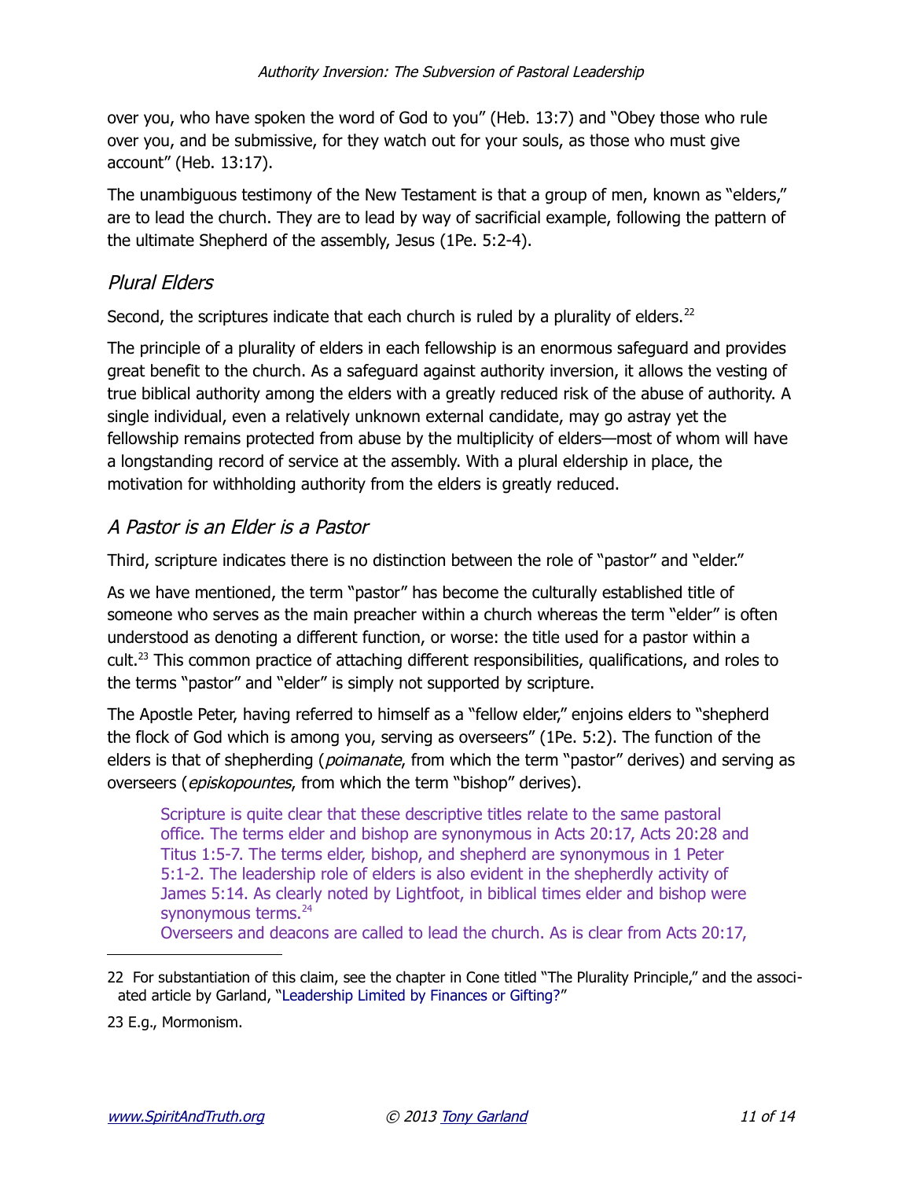over you, who have spoken the word of God to you" (Heb. 13:7) and "Obey those who rule over you, and be submissive, for they watch out for your souls, as those who must give account" (Heb. 13:17).

The unambiguous testimony of the New Testament is that a group of men, known as "elders," are to lead the church. They are to lead by way of sacrificial example, following the pattern of the ultimate Shepherd of the assembly, Jesus (1Pe. 5:2-4).

## *Plural Elders*

Second, the scriptures indicate that each church is ruled by a plurality of elders.[22]

The principle of a plurality of elders in each fellowship is an enormous safeguard and provides great benefit to the church. As a safeguard against authority inversion, it allows the vesting of true biblical authority among the elders with a greatly reduced risk of the abuse of authority. A single individual, even a relatively unknown external candidate, may go astray yet the fellowship remains protected from abuse by the multiplicity of elders—most of whom will have a longstanding record of service at the assembly. With a plural eldership in place, the motivation for withholding authority from the elders is greatly reduced.

## *A Pastor is an Elder is a Pastor*

Third, scripture indicates there is no distinction between the role of "pastor" and "elder."

As we have mentioned, the term "pastor" has become the culturally established title of someone who serves as the main preacher within a church whereas the term "elder" is often understood as denoting a different function, or worse: the title used for a pastor within a cult.[23] This common practice of attaching different responsibilities, qualifications, and roles to the terms "pastor" and "elder" is simply not supported by scripture.

The Apostle Peter, having referred to himself as a "fellow elder," enjoins elders to "shepherd the flock of God which is among you, serving as overseers" (1Pe. 5:2). The function of the elders is that of shepherding (*poimanate*, from which the term "pastor" derives) and serving as overseers (*episkopountes*, from which the term "bishop" derives).

> Scripture is quite clear that these descriptive titles relate to the same pastoral office. The terms elder and bishop are synonymous in Acts 20:17, Acts 20:28 and Titus 1:5-7. The terms elder, bishop, and shepherd are synonymous in 1 Peter 5:1-2. The leadership role of elders is also evident in the shepherdly activity of James 5:14. As clearly noted by Lightfoot, in biblical times elder and bishop were synonymous terms.[24]
> Overseers and deacons are called to lead the church. As is clear from Acts 20:17,

---

22 For substantiation of this claim, see the chapter in Cone titled "The Plurality Principle," and the associated article by Garland, "Leadership Limited by Finances or Gifting?"

23 E.g., Mormonism.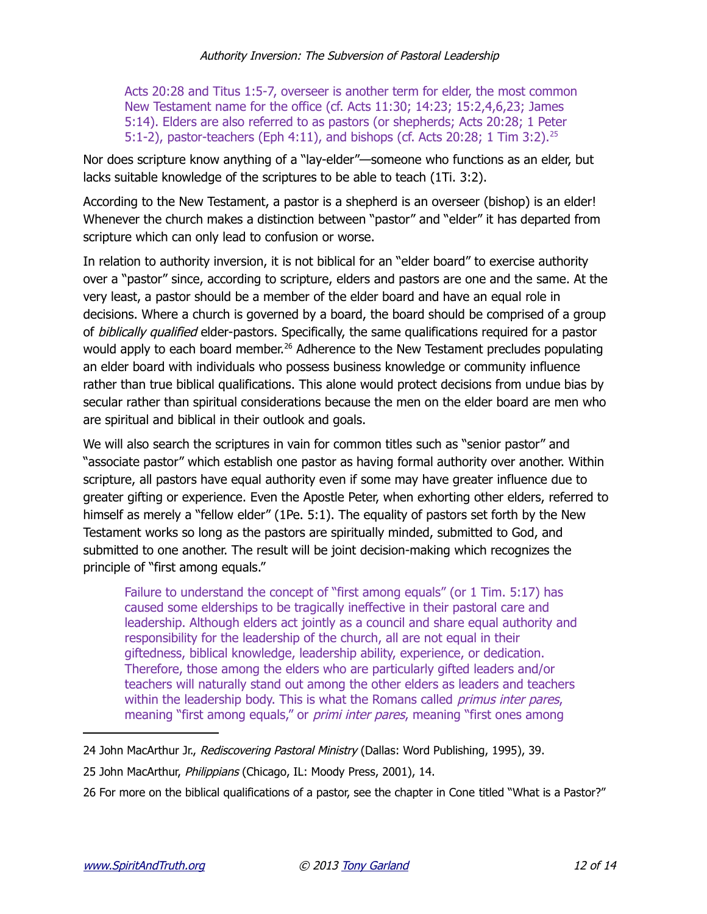> Acts 20:28 and Titus 1:5-7, overseer is another term for elder, the most common New Testament name for the office (cf. Acts 11:30; 14:23; 15:2,4,6,23; James 5:14). Elders are also referred to as pastors (or shepherds; Acts 20:28; 1 Peter 5:1-2), pastor-teachers (Eph 4:11), and bishops (cf. Acts 20:28; 1 Tim 3:2).[25]

Nor does scripture know anything of a "lay-elder"—someone who functions as an elder, but lacks suitable knowledge of the scriptures to be able to teach (1Ti. 3:2).

According to the New Testament, a pastor is a shepherd is an overseer (bishop) is an elder! Whenever the church makes a distinction between "pastor" and "elder" it has departed from scripture which can only lead to confusion or worse.

In relation to authority inversion, it is not biblical for an "elder board" to exercise authority over a "pastor" since, according to scripture, elders and pastors are one and the same. At the very least, a pastor should be a member of the elder board and have an equal role in decisions. Where a church is governed by a board, the board should be comprised of a group of *biblically qualified* elder-pastors. Specifically, the same qualifications required for a pastor would apply to each board member.[26] Adherence to the New Testament precludes populating an elder board with individuals who possess business knowledge or community influence rather than true biblical qualifications. This alone would protect decisions from undue bias by secular rather than spiritual considerations because the men on the elder board are men who are spiritual and biblical in their outlook and goals.

We will also search the scriptures in vain for common titles such as "senior pastor" and "associate pastor" which establish one pastor as having formal authority over another. Within scripture, all pastors have equal authority even if some may have greater influence due to greater gifting or experience. Even the Apostle Peter, when exhorting other elders, referred to himself as merely a "fellow elder" (1Pe. 5:1). The equality of pastors set forth by the New Testament works so long as the pastors are spiritually minded, submitted to God, and submitted to one another. The result will be joint decision-making which recognizes the principle of "first among equals."

> Failure to understand the concept of "first among equals" (or 1 Tim. 5:17) has caused some elderships to be tragically ineffective in their pastoral care and leadership. Although elders act jointly as a council and share equal authority and responsibility for the leadership of the church, all are not equal in their giftedness, biblical knowledge, leadership ability, experience, or dedication. Therefore, those among the elders who are particularly gifted leaders and/or teachers will naturally stand out among the other elders as leaders and teachers within the leadership body. This is what the Romans called *primus inter pares*, meaning "first among equals," or *primi inter pares*, meaning "first ones among

---

24 John MacArthur Jr., *Rediscovering Pastoral Ministry* (Dallas: Word Publishing, 1995), 39.

25 John MacArthur, *Philippians* (Chicago, IL: Moody Press, 2001), 14.

26 For more on the biblical qualifications of a pastor, see the chapter in Cone titled "What is a Pastor?"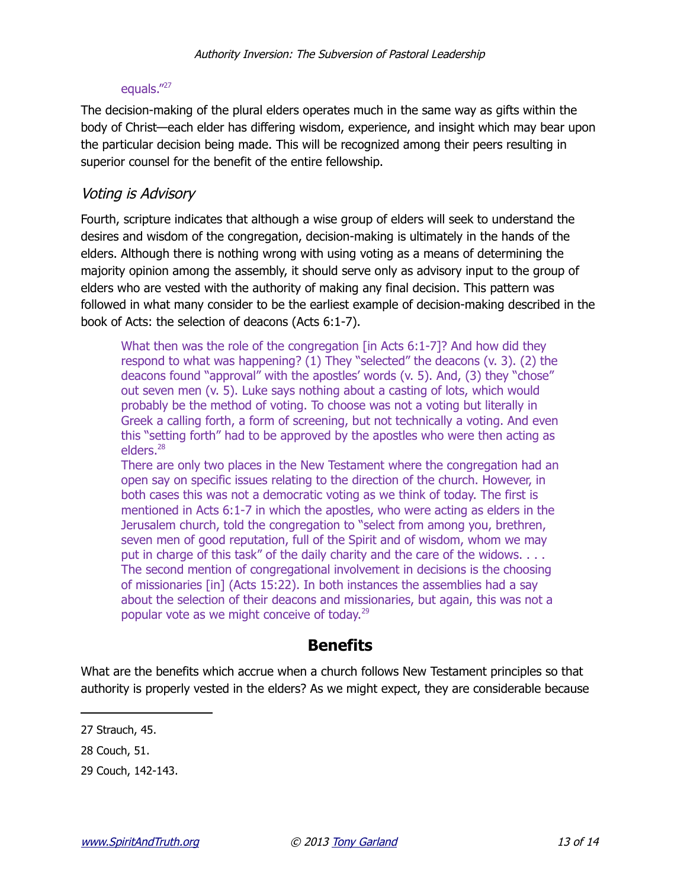> equals."[27]

The decision-making of the plural elders operates much in the same way as gifts within the body of Christ—each elder has differing wisdom, experience, and insight which may bear upon the particular decision being made. This will be recognized among their peers resulting in superior counsel for the benefit of the entire fellowship.

### *Voting is Advisory*

Fourth, scripture indicates that although a wise group of elders will seek to understand the desires and wisdom of the congregation, decision-making is ultimately in the hands of the elders. Although there is nothing wrong with using voting as a means of determining the majority opinion among the assembly, it should serve only as advisory input to the group of elders who are vested with the authority of making any final decision. This pattern was followed in what many consider to be the earliest example of decision-making described in the book of Acts: the selection of deacons (Acts 6:1-7).

> What then was the role of the congregation [in Acts 6:1-7]? And how did they respond to what was happening? (1) They "selected" the deacons (v. 3). (2) the deacons found "approval" with the apostles' words (v. 5). And, (3) they "chose" out seven men (v. 5). Luke says nothing about a casting of lots, which would probably be the method of voting. To choose was not a voting but literally in Greek a calling forth, a form of screening, but not technically a voting. And even this "setting forth" had to be approved by the apostles who were then acting as elders.[28]
>
> There are only two places in the New Testament where the congregation had an open say on specific issues relating to the direction of the church. However, in both cases this was not a democratic voting as we think of today. The first is mentioned in Acts 6:1-7 in which the apostles, who were acting as elders in the Jerusalem church, told the congregation to "select from among you, brethren, seven men of good reputation, full of the Spirit and of wisdom, whom we may put in charge of this task" of the daily charity and the care of the widows. . . . The second mention of congregational involvement in decisions is the choosing of missionaries [in] (Acts 15:22). In both instances the assemblies had a say about the selection of their deacons and missionaries, but again, this was not a popular vote as we might conceive of today.[29]

## Benefits

What are the benefits which accrue when a church follows New Testament principles so that authority is properly vested in the elders? As we might expect, they are considerable because

---

27 Strauch, 45.

28 Couch, 51.

29 Couch, 142-143.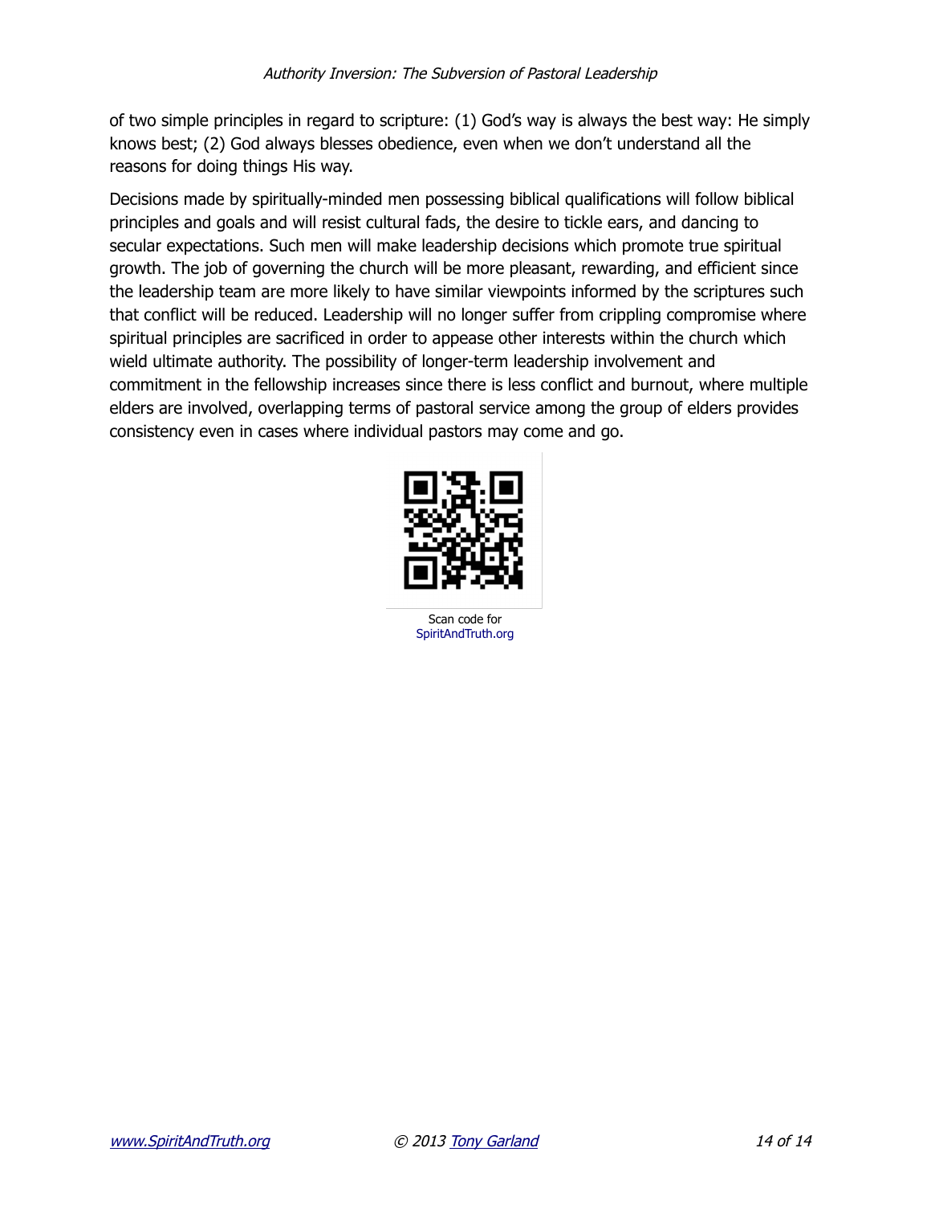of two simple principles in regard to scripture: (1) God's way is always the best way: He simply knows best; (2) God always blesses obedience, even when we don't understand all the reasons for doing things His way.

Decisions made by spiritually-minded men possessing biblical qualifications will follow biblical principles and goals and will resist cultural fads, the desire to tickle ears, and dancing to secular expectations. Such men will make leadership decisions which promote true spiritual growth. The job of governing the church will be more pleasant, rewarding, and efficient since the leadership team are more likely to have similar viewpoints informed by the scriptures such that conflict will be reduced. Leadership will no longer suffer from crippling compromise where spiritual principles are sacrificed in order to appease other interests within the church which wield ultimate authority. The possibility of longer-term leadership involvement and commitment in the fellowship increases since there is less conflict and burnout, where multiple elders are involved, overlapping terms of pastoral service among the group of elders provides consistency even in cases where individual pastors may come and go.

Scan code for
SpiritAndTruth.org